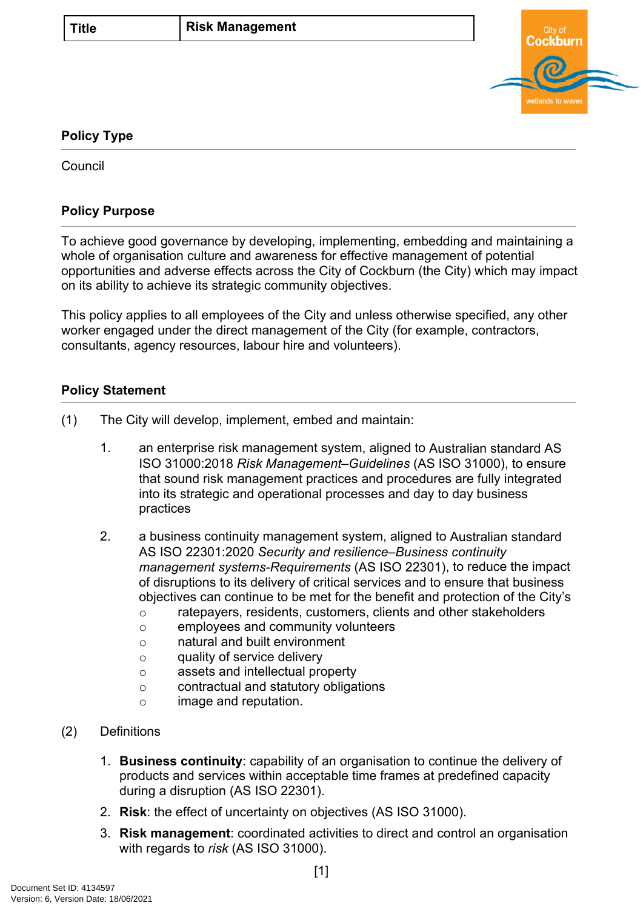| Title | Risk Management |
|---|---|

## Policy Type

Council

## Policy Purpose

To achieve good governance by developing, implementing, embedding and maintaining a whole of organisation culture and awareness for effective management of potential opportunities and adverse effects across the City of Cockburn (the City) which may impact on its ability to achieve its strategic community objectives.

This policy applies to all employees of the City and unless otherwise specified, any other worker engaged under the direct management of the City (for example, contractors, consultants, agency resources, labour hire and volunteers).

## Policy Statement

(1) The City will develop, implement, embed and maintain:

1. an enterprise risk management system, aligned to Australian standard AS ISO 31000:2018 *Risk Management–Guidelines* (AS ISO 31000), to ensure that sound risk management practices and procedures are fully integrated into its strategic and operational processes and day to day business practices

2. a business continuity management system, aligned to Australian standard AS ISO 22301:2020 *Security and resilience–Business continuity management systems-Requirements* (AS ISO 22301), to reduce the impact of disruptions to its delivery of critical services and to ensure that business objectives can continue to be met for the benefit and protection of the City's
   - ratepayers, residents, customers, clients and other stakeholders
   - employees and community volunteers
   - natural and built environment
   - quality of service delivery
   - assets and intellectual property
   - contractual and statutory obligations
   - image and reputation.

(2) Definitions

1. **Business continuity**: capability of an organisation to continue the delivery of products and services within acceptable time frames at predefined capacity during a disruption (AS ISO 22301).
2. **Risk**: the effect of uncertainty on objectives (AS ISO 31000).
3. **Risk management**: coordinated activities to direct and control an organisation with regards to *risk* (AS ISO 31000).

Document Set ID: 4134597
Version: 6, Version Date: 18/06/2021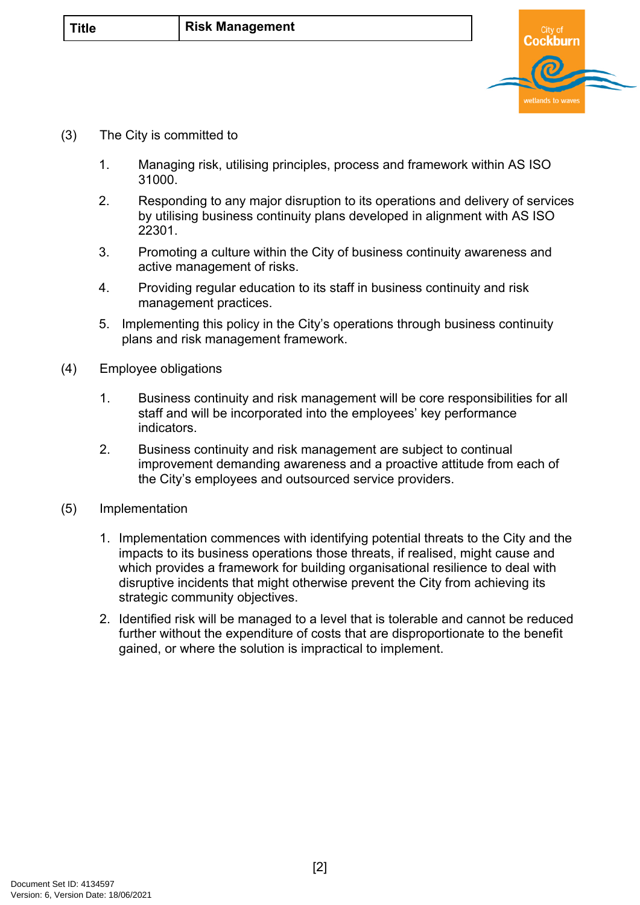| Title | Risk Management |
|---|---|

(3) The City is committed to

1. Managing risk, utilising principles, process and framework within AS ISO 31000.
2. Responding to any major disruption to its operations and delivery of services by utilising business continuity plans developed in alignment with AS ISO 22301.
3. Promoting a culture within the City of business continuity awareness and active management of risks.
4. Providing regular education to its staff in business continuity and risk management practices.
5. Implementing this policy in the City's operations through business continuity plans and risk management framework.

(4) Employee obligations

1. Business continuity and risk management will be core responsibilities for all staff and will be incorporated into the employees' key performance indicators.
2. Business continuity and risk management are subject to continual improvement demanding awareness and a proactive attitude from each of the City's employees and outsourced service providers.

(5) Implementation

1. Implementation commences with identifying potential threats to the City and the impacts to its business operations those threats, if realised, might cause and which provides a framework for building organisational resilience to deal with disruptive incidents that might otherwise prevent the City from achieving its strategic community objectives.
2. Identified risk will be managed to a level that is tolerable and cannot be reduced further without the expenditure of costs that are disproportionate to the benefit gained, or where the solution is impractical to implement.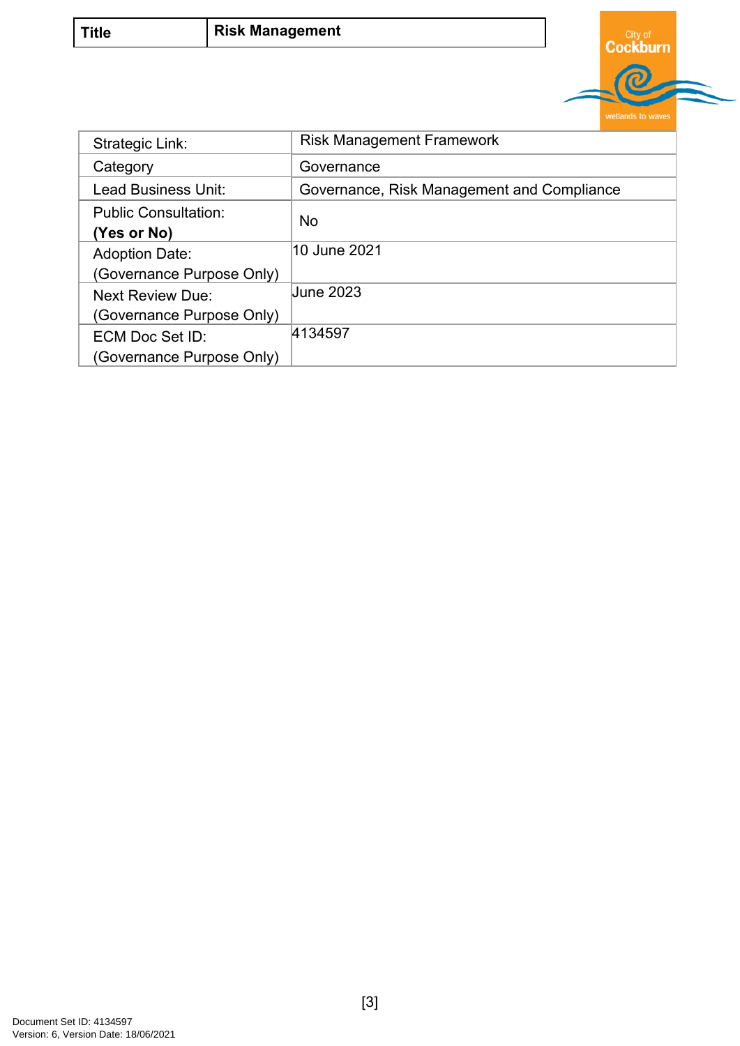| Title | Risk Management |
|---|---|

| | |
|---|---|
| Strategic Link: | Risk Management Framework |
| Category | Governance |
| Lead Business Unit: | Governance, Risk Management and Compliance |
| Public Consultation: **(Yes or No)** | No |
| Adoption Date: (Governance Purpose Only) | 10 June 2021 |
| Next Review Due: (Governance Purpose Only) | June 2023 |
| ECM Doc Set ID: (Governance Purpose Only) | 4134597 |